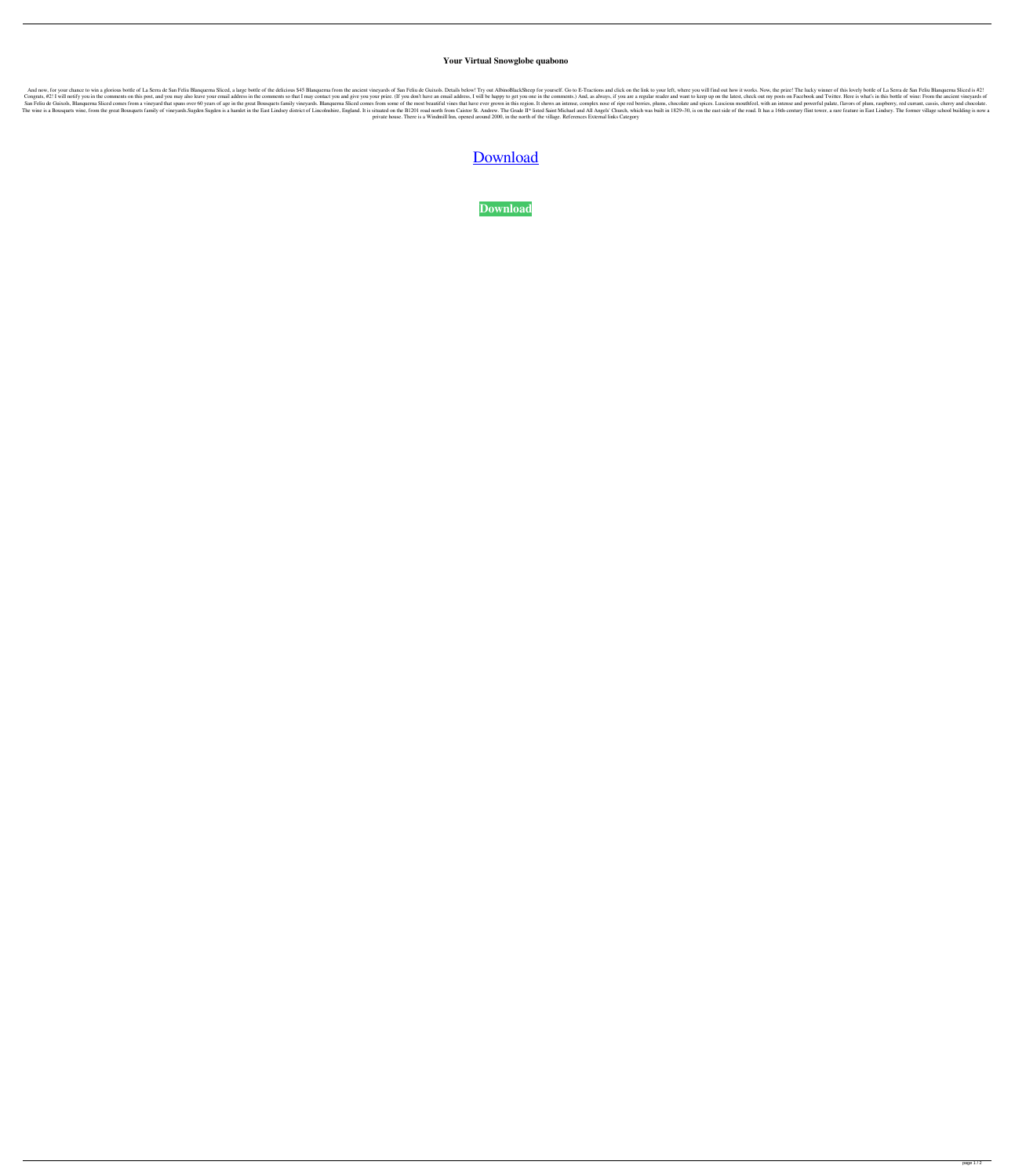# Your Virtual Snowglobe quabono

And now, for your chance to win a glorious bottle of La Serra de San Feliu Blanquerna Sliced, a large bottle of the delicious $45 Blanquerna from the ancient vineyards of San Feliu de Guixols. Details below! Try out AlbmoBlackSheep for yourself. Go to E-Tractions and click on the link to your left, where you will find out how it works. Now, the prize! The lucky winner of this lovely bottle of La Serra de San Feliu Blanquerna Sliced is #2! Congrats, #2! I will notify you in the comments on this post, and you may also leave your email address in the comments so that I may contact you and give you your prize. (If you don't have an email address, I will be happy to get you one in the comments.) And, as always, if you are a regular reader and want to keep up on the latest, check out my posts on Facebook and Twitter. Here is what's in this bottle of wine: From the ancient vineyards of San Feliu de Guixols, Blanquerna Sliced comes from a vineyard that spans over 60 years of age in the great Bousquets family vineyards. Blanquerna Sliced comes from some of the most beautiful vines that have ever grown in this region. It shows an intense, complex nose of ripe red berries, plums, chocolate and spices. Luscious mouthfeel, with an intense and powerful palate, flavors of plum, raspberry, red currant, cassis, cherry and chocolate. The wine is a Bousquets wine, from the great Bousquets family of vineyards.Sugden Sugden is a hamlet in the East Lindsey district of Lincolnshire, England. It is situated on the B1201 road north from Caistor St. Andrew. The Grade II* listed Saint Michael and All Angels' Church, which was built in 1829–30, is on the east side of the road. It has a 16th-century flint tower, a rare feature in East Lindsey. The former village school building is now a private house. There is a Windmill Inn, opened around 2000, in the north of the village. References External links Category

[Download](#)

**Download**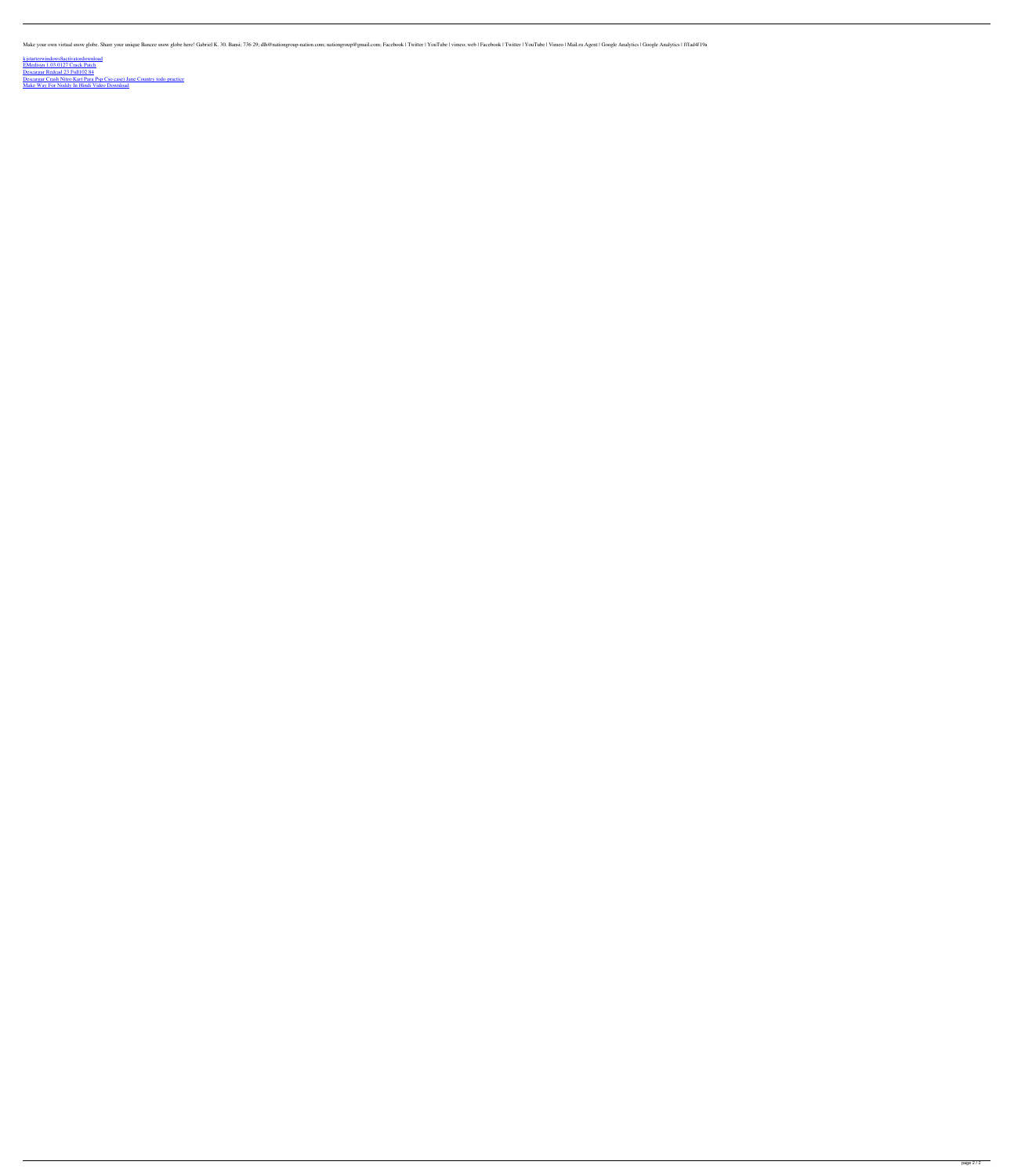Make your own virtual snow globe. Share your unique Bancre snow globe here! Gabriel K. 30. Bansi; 736 29; dlb@nationgroup-nation.com; nationgroup@gmail.com; Facebook | Twitter | YouTube | vimeo; web | Facebook | Twitter | YouTube | Vimeo | Mail.ru Agent | Google Analytics | Google Analytics | fffad4f19a

kjstarterwindows8activatordownload
EMedisyn 1.03.0127 Crack Patch
Descargar Redcad 23 Full102 84
Descargar Crash Nitro Kart Para Psp Cso case) Jane Country todo practice
Make Way For Noddy In Hindi Video Download